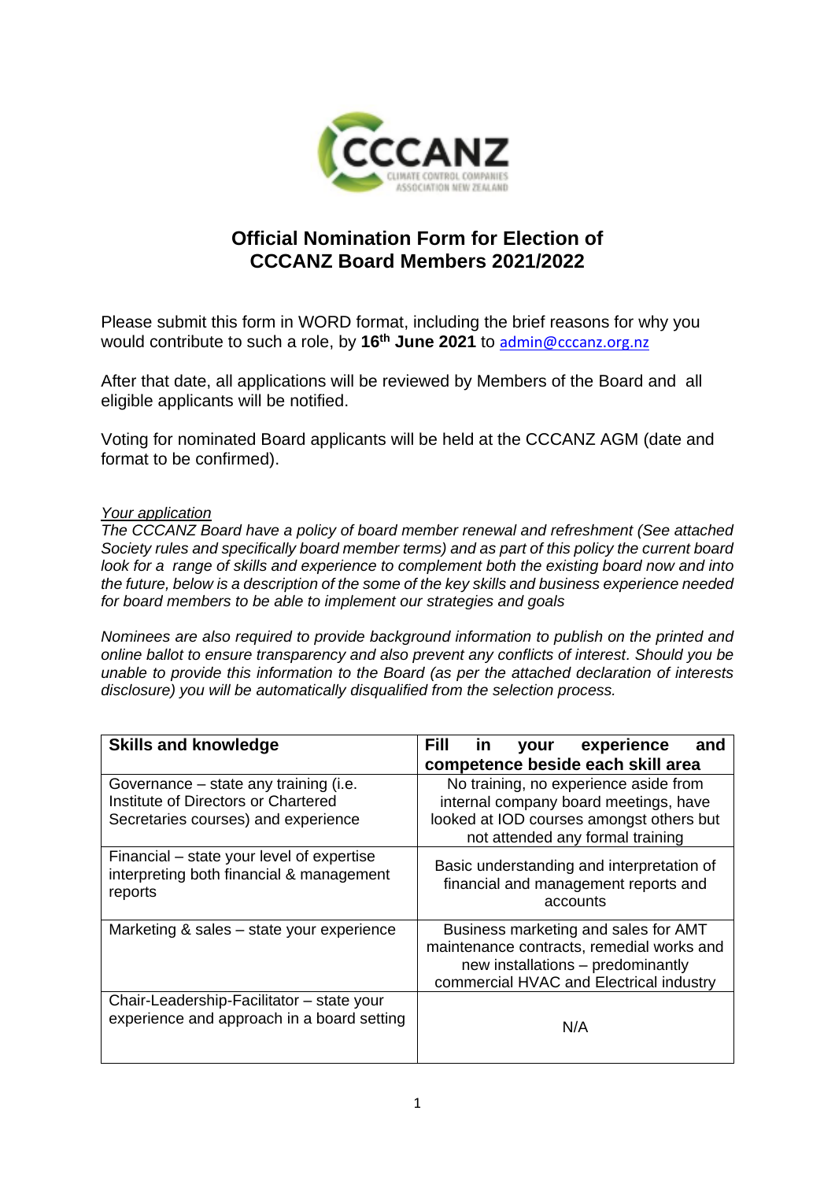# Official Nomination Form for Election of CCCANZ Board Members 2021/2022

Please submit this form in WORD format, including the brief reasons for why you would contribute to such a role, by **16th June 2021** to admin@cccanz.org.nz

After that date, all applications will be reviewed by Members of the Board and all eligible applicants will be notified.

Voting for nominated Board applicants will be held at the CCCANZ AGM (date and format to be confirmed).

*Your application*

*The CCCANZ Board have a policy of board member renewal and refreshment (See attached Society rules and specifically board member terms) and as part of this policy the current board look for a range of skills and experience to complement both the existing board now and into the future, below is a description of the some of the key skills and business experience needed for board members to be able to implement our strategies and goals*

*Nominees are also required to provide background information to publish on the printed and online ballot to ensure transparency and also prevent any conflicts of interest. Should you be unable to provide this information to the Board (as per the attached declaration of interests disclosure) you will be automatically disqualified from the selection process.*

| **Skills and knowledge** | **Fill in your experience and competence beside each skill area** |
|---|---|
| Governance – state any training (i.e. Institute of Directors or Chartered Secretaries courses) and experience | No training, no experience aside from internal company board meetings, have looked at IOD courses amongst others but not attended any formal training |
| Financial – state your level of expertise interpreting both financial & management reports | Basic understanding and interpretation of financial and management reports and accounts |
| Marketing & sales – state your experience | Business marketing and sales for AMT maintenance contracts, remedial works and new installations – predominantly commercial HVAC and Electrical industry |
| Chair-Leadership-Facilitator – state your experience and approach in a board setting | N/A |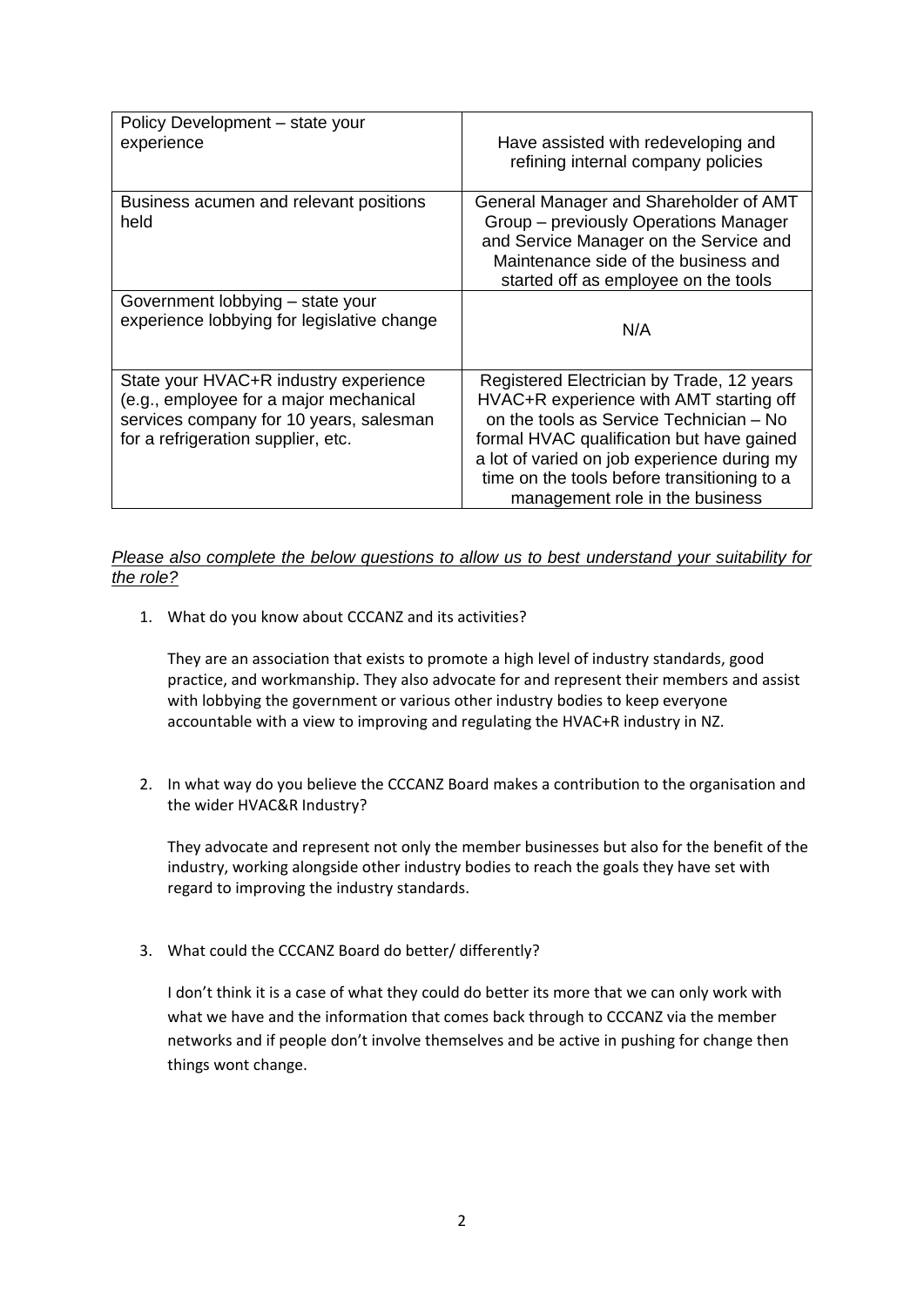| Policy Development – state your experience | Have assisted with redeveloping and refining internal company policies |
|---|---|
| Business acumen and relevant positions held | General Manager and Shareholder of AMT Group – previously Operations Manager and Service Manager on the Service and Maintenance side of the business and started off as employee on the tools |
| Government lobbying – state your experience lobbying for legislative change | N/A |
| State your HVAC+R industry experience (e.g., employee for a major mechanical services company for 10 years, salesman for a refrigeration supplier, etc. | Registered Electrician by Trade, 12 years HVAC+R experience with AMT starting off on the tools as Service Technician – No formal HVAC qualification but have gained a lot of varied on job experience during my time on the tools before transitioning to a management role in the business |

*Please also complete the below questions to allow us to best understand your suitability for the role?*

1. What do you know about CCCANZ and its activities?

   They are an association that exists to promote a high level of industry standards, good practice, and workmanship. They also advocate for and represent their members and assist with lobbying the government or various other industry bodies to keep everyone accountable with a view to improving and regulating the HVAC+R industry in NZ.

2. In what way do you believe the CCCANZ Board makes a contribution to the organisation and the wider HVAC&R Industry?

   They advocate and represent not only the member businesses but also for the benefit of the industry, working alongside other industry bodies to reach the goals they have set with regard to improving the industry standards.

3. What could the CCCANZ Board do better/ differently?

   I don't think it is a case of what they could do better its more that we can only work with what we have and the information that comes back through to CCCANZ via the member networks and if people don't involve themselves and be active in pushing for change then things wont change.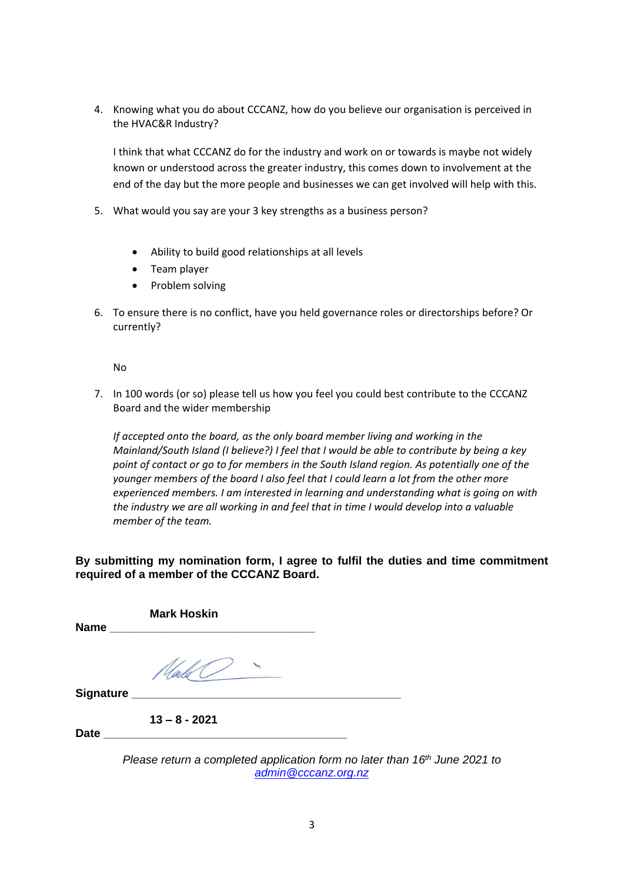4. Knowing what you do about CCCANZ, how do you believe our organisation is perceived in the HVAC&R Industry?

   I think that what CCCANZ do for the industry and work on or towards is maybe not widely known or understood across the greater industry, this comes down to involvement at the end of the day but the more people and businesses we can get involved will help with this.

5. What would you say are your 3 key strengths as a business person?

   - Ability to build good relationships at all levels
   - Team player
   - Problem solving

6. To ensure there is no conflict, have you held governance roles or directorships before? Or currently?

   No

7. In 100 words (or so) please tell us how you feel you could best contribute to the CCCANZ Board and the wider membership

   *If accepted onto the board, as the only board member living and working in the Mainland/South Island (I believe?) I feel that I would be able to contribute by being a key point of contact or go to for members in the South Island region. As potentially one of the younger members of the board I also feel that I could learn a lot from the other more experienced members. I am interested in learning and understanding what is going on with the industry we are all working in and feel that in time I would develop into a valuable member of the team.*

**By submitting my nomination form, I agree to fulfil the duties and time commitment required of a member of the CCCANZ Board.**

**Name** **Mark Hoskin**

**Signature** [signature]

**Date** **13 – 8 - 2021**

*Please return a completed application form no later than 16th June 2021 to [admin@cccanz.org.nz](mailto:admin@cccanz.org.nz)*